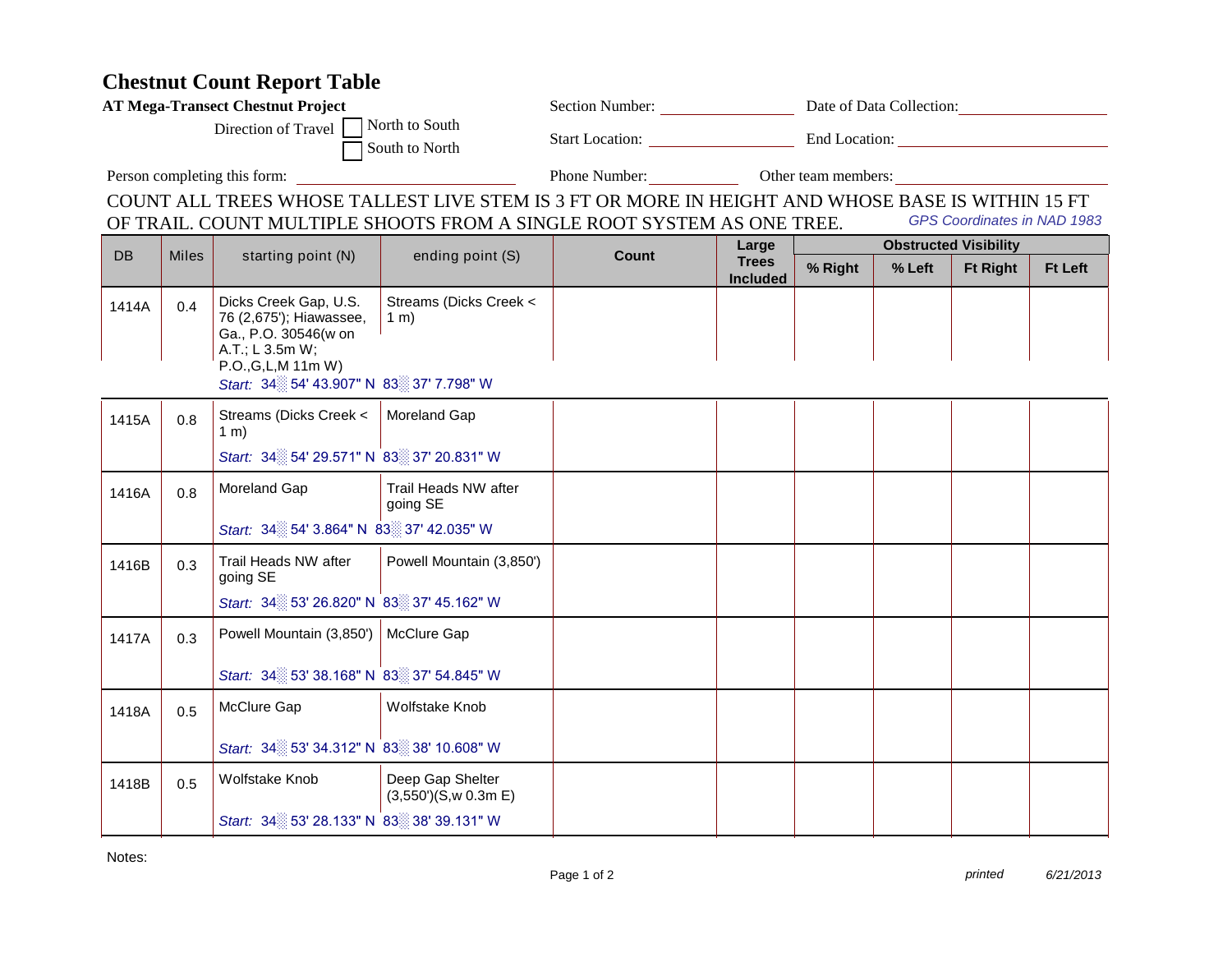# Chestnut Count Report Table

**AT Mega-Transect Chestnut Project**

Direction of Travel ☐ North to South ☐ South to North

Section Number: ______________ Date of Data Collection: ______________

Start Location: ______________ End Location: ______________

Person completing this form: ______________ Phone Number: ______________ Other team members: ______________

COUNT ALL TREES WHOSE TALLEST LIVE STEM IS 3 FT OR MORE IN HEIGHT AND WHOSE BASE IS WITHIN 15 FT OF TRAIL. COUNT MULTIPLE SHOOTS FROM A SINGLE ROOT SYSTEM AS ONE TREE.

*GPS Coordinates in NAD 1983*

| DB | Miles | starting point (N) | ending point (S) | Count | Large Trees Included | Obstructed Visibility | | | |
|---|---|---|---|---|---|---|---|---|---|
| | | | | | | % Right | % Left | Ft Right | Ft Left |
| 1414A | 0.4 | Dicks Creek Gap, U.S. 76 (2,675'); Hiawassee, Ga., P.O. 30546(w on A.T.; L 3.5m W; P.O.,G,L,M 11m W) *Start:* 34° 54' 43.907" N 83° 37' 7.798" W | Streams (Dicks Creek < 1 m) | | | | | | |
| 1415A | 0.8 | Streams (Dicks Creek < 1 m) *Start:* 34° 54' 29.571" N 83° 37' 20.831" W | Moreland Gap | | | | | | |
| 1416A | 0.8 | Moreland Gap *Start:* 34° 54' 3.864" N 83° 37' 42.035" W | Trail Heads NW after going SE | | | | | | |
| 1416B | 0.3 | Trail Heads NW after going SE *Start:* 34° 53' 26.820" N 83° 37' 45.162" W | Powell Mountain (3,850') | | | | | | |
| 1417A | 0.3 | Powell Mountain (3,850') *Start:* 34° 53' 38.168" N 83° 37' 54.845" W | McClure Gap | | | | | | |
| 1418A | 0.5 | McClure Gap *Start:* 34° 53' 34.312" N 83° 38' 10.608" W | Wolfstake Knob | | | | | | |
| 1418B | 0.5 | Wolfstake Knob *Start:* 34° 53' 28.133" N 83° 38' 39.131" W | Deep Gap Shelter (3,550')(S,w 0.3m E) | | | | | | |

Notes:

*printed* *6/21/2013*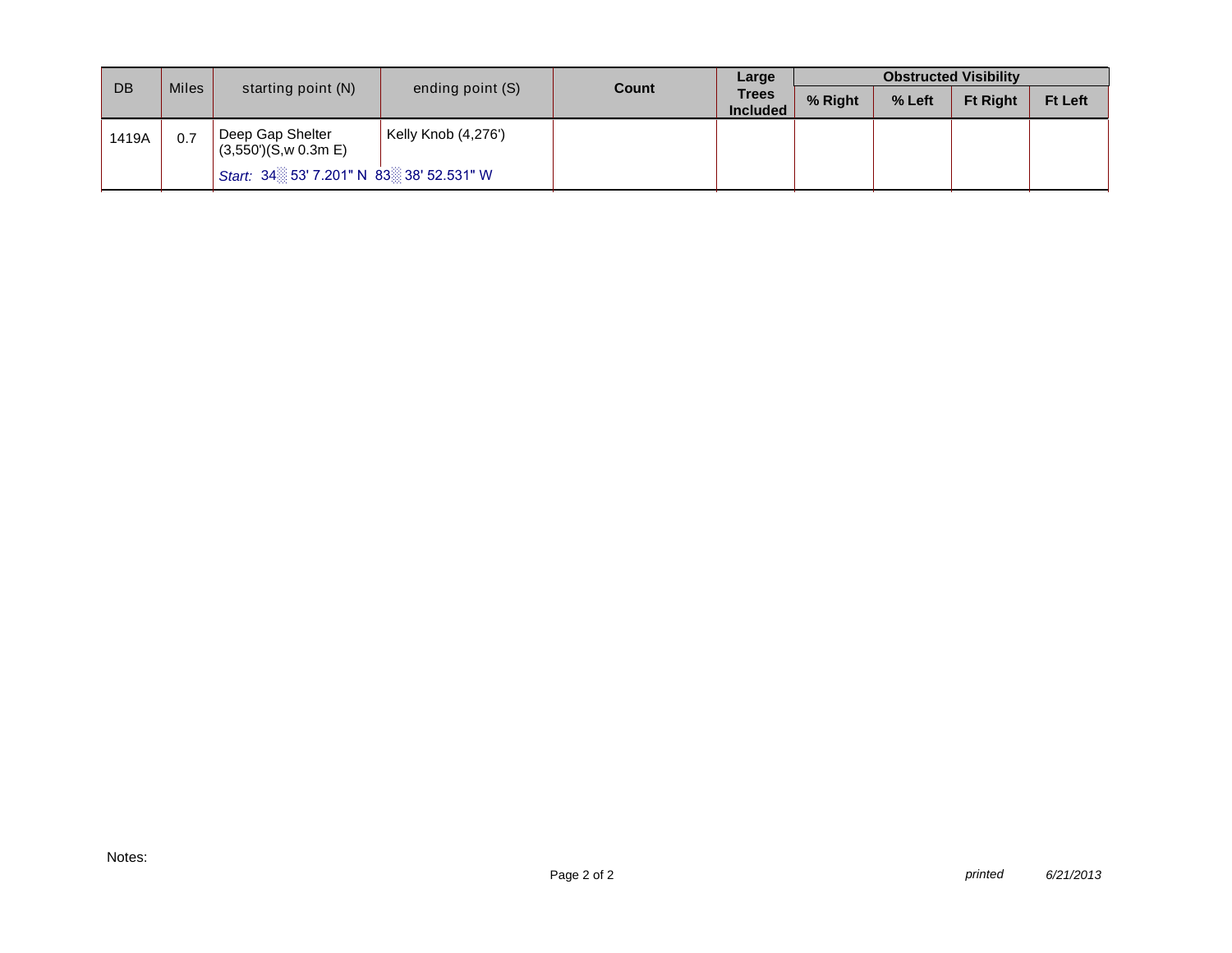| DB | Miles | starting point (N) | ending point (S) | Count | Large Trees Included | Obstructed Visibility | | | |
|---|---|---|---|---|---|---|---|---|---|
| | | | | | | % Right | % Left | Ft Right | Ft Left |
| 1419A | 0.7 | Deep Gap Shelter (3,550')(S,w 0.3m E) | Kelly Knob (4,276') | | | | | | |
| | | *Start:* 34░ 53' 7.201" N 83░ 38' 52.531" W | | | | | | | |

Notes:

*printed* *6/21/2013*